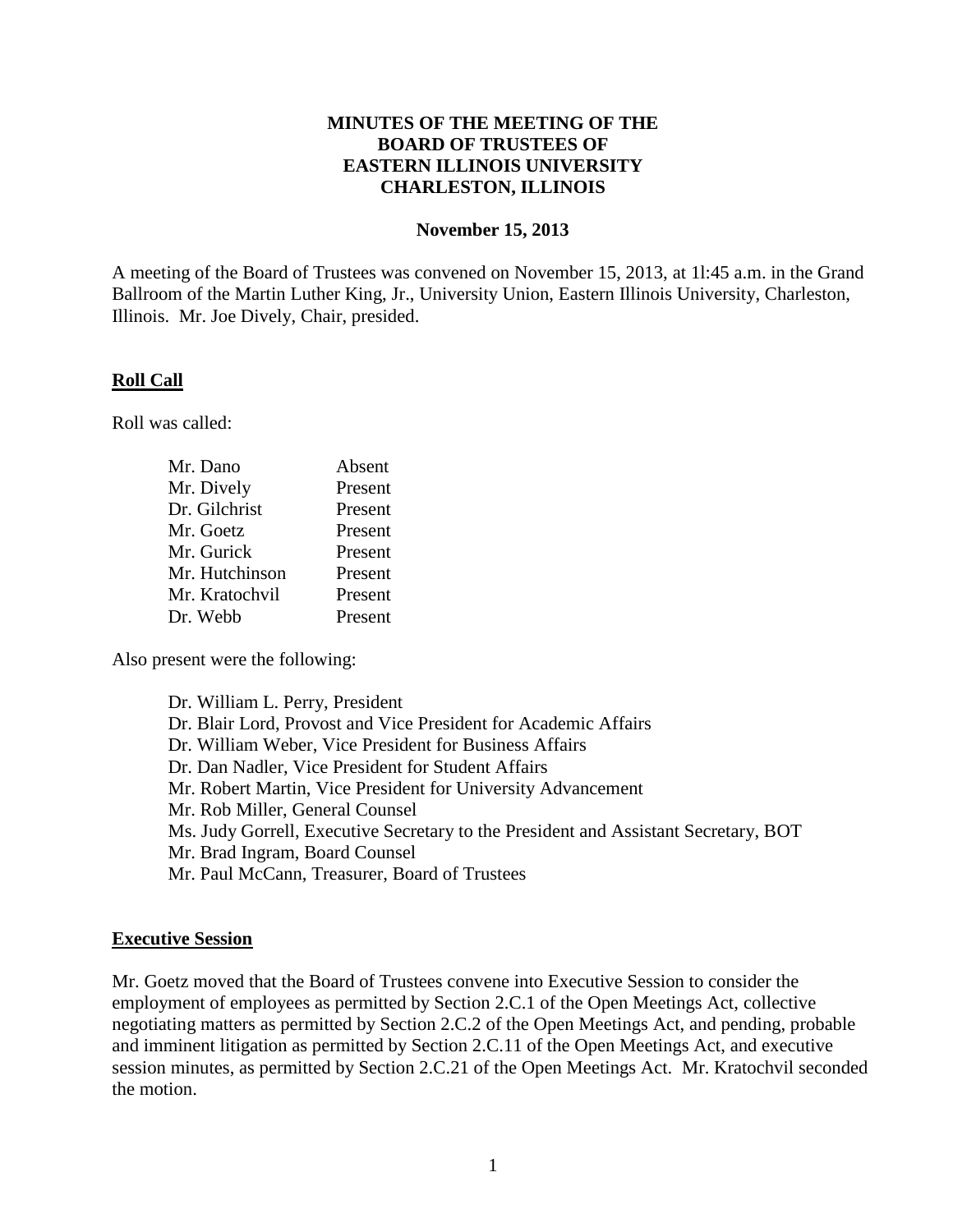**MINUTES OF THE MEETING OF THE BOARD OF TRUSTEES OF EASTERN ILLINOIS UNIVERSITY CHARLESTON, ILLINOIS**

**November 15, 2013**

A meeting of the Board of Trustees was convened on November 15, 2013, at 1l:45 a.m. in the Grand Ballroom of the Martin Luther King, Jr., University Union, Eastern Illinois University, Charleston, Illinois. Mr. Joe Dively, Chair, presided.

## Roll Call

Roll was called:

| | |
|---|---|
| Mr. Dano | Absent |
| Mr. Dively | Present |
| Dr. Gilchrist | Present |
| Mr. Goetz | Present |
| Mr. Gurick | Present |
| Mr. Hutchinson | Present |
| Mr. Kratochvil | Present |
| Dr. Webb | Present |

Also present were the following:

Dr. William L. Perry, President
Dr. Blair Lord, Provost and Vice President for Academic Affairs
Dr. William Weber, Vice President for Business Affairs
Dr. Dan Nadler, Vice President for Student Affairs
Mr. Robert Martin, Vice President for University Advancement
Mr. Rob Miller, General Counsel
Ms. Judy Gorrell, Executive Secretary to the President and Assistant Secretary, BOT
Mr. Brad Ingram, Board Counsel
Mr. Paul McCann, Treasurer, Board of Trustees

## Executive Session

Mr. Goetz moved that the Board of Trustees convene into Executive Session to consider the employment of employees as permitted by Section 2.C.1 of the Open Meetings Act, collective negotiating matters as permitted by Section 2.C.2 of the Open Meetings Act, and pending, probable and imminent litigation as permitted by Section 2.C.11 of the Open Meetings Act, and executive session minutes, as permitted by Section 2.C.21 of the Open Meetings Act. Mr. Kratochvil seconded the motion.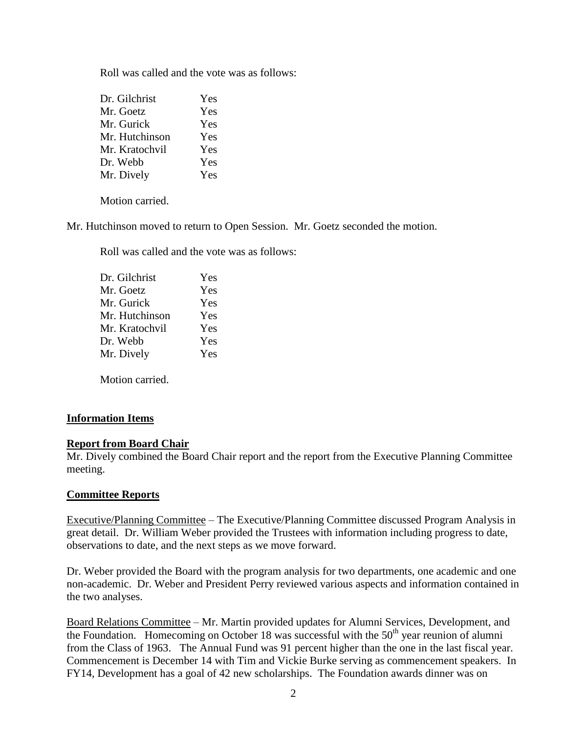Roll was called and the vote was as follows:

| | |
|---|---|
| Dr. Gilchrist | Yes |
| Mr. Goetz | Yes |
| Mr. Gurick | Yes |
| Mr. Hutchinson | Yes |
| Mr. Kratochvil | Yes |
| Dr. Webb | Yes |
| Mr. Dively | Yes |

Motion carried.

Mr. Hutchinson moved to return to Open Session. Mr. Goetz seconded the motion.

Roll was called and the vote was as follows:

| | |
|---|---|
| Dr. Gilchrist | Yes |
| Mr. Goetz | Yes |
| Mr. Gurick | Yes |
| Mr. Hutchinson | Yes |
| Mr. Kratochvil | Yes |
| Dr. Webb | Yes |
| Mr. Dively | Yes |

Motion carried.

**Information Items**

**Report from Board Chair**

Mr. Dively combined the Board Chair report and the report from the Executive Planning Committee meeting.

**Committee Reports**

Executive/Planning Committee – The Executive/Planning Committee discussed Program Analysis in great detail. Dr. William Weber provided the Trustees with information including progress to date, observations to date, and the next steps as we move forward.

Dr. Weber provided the Board with the program analysis for two departments, one academic and one non-academic. Dr. Weber and President Perry reviewed various aspects and information contained in the two analyses.

Board Relations Committee – Mr. Martin provided updates for Alumni Services, Development, and the Foundation. Homecoming on October 18 was successful with the 50th year reunion of alumni from the Class of 1963. The Annual Fund was 91 percent higher than the one in the last fiscal year. Commencement is December 14 with Tim and Vickie Burke serving as commencement speakers. In FY14, Development has a goal of 42 new scholarships. The Foundation awards dinner was on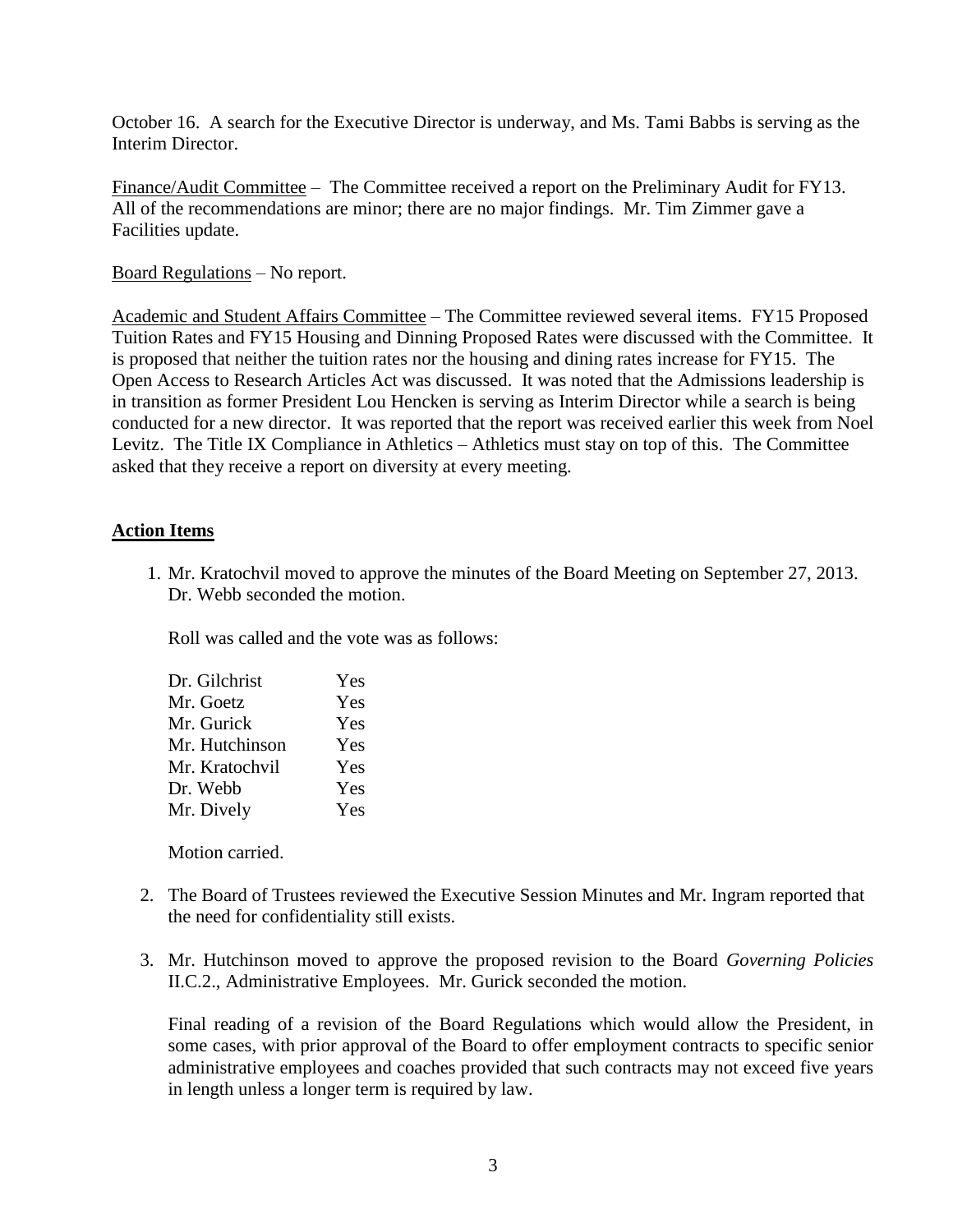October 16. A search for the Executive Director is underway, and Ms. Tami Babbs is serving as the Interim Director.

Finance/Audit Committee – The Committee received a report on the Preliminary Audit for FY13. All of the recommendations are minor; there are no major findings. Mr. Tim Zimmer gave a Facilities update.

Board Regulations – No report.

Academic and Student Affairs Committee – The Committee reviewed several items. FY15 Proposed Tuition Rates and FY15 Housing and Dinning Proposed Rates were discussed with the Committee. It is proposed that neither the tuition rates nor the housing and dining rates increase for FY15. The Open Access to Research Articles Act was discussed. It was noted that the Admissions leadership is in transition as former President Lou Hencken is serving as Interim Director while a search is being conducted for a new director. It was reported that the report was received earlier this week from Noel Levitz. The Title IX Compliance in Athletics – Athletics must stay on top of this. The Committee asked that they receive a report on diversity at every meeting.

## Action Items

1. Mr. Kratochvil moved to approve the minutes of the Board Meeting on September 27, 2013. Dr. Webb seconded the motion.

   Roll was called and the vote was as follows:

   | | |
   |---|---|
   | Dr. Gilchrist | Yes |
   | Mr. Goetz | Yes |
   | Mr. Gurick | Yes |
   | Mr. Hutchinson | Yes |
   | Mr. Kratochvil | Yes |
   | Dr. Webb | Yes |
   | Mr. Dively | Yes |

   Motion carried.

2. The Board of Trustees reviewed the Executive Session Minutes and Mr. Ingram reported that the need for confidentiality still exists.

3. Mr. Hutchinson moved to approve the proposed revision to the Board *Governing Policies* II.C.2., Administrative Employees. Mr. Gurick seconded the motion.

   Final reading of a revision of the Board Regulations which would allow the President, in some cases, with prior approval of the Board to offer employment contracts to specific senior administrative employees and coaches provided that such contracts may not exceed five years in length unless a longer term is required by law.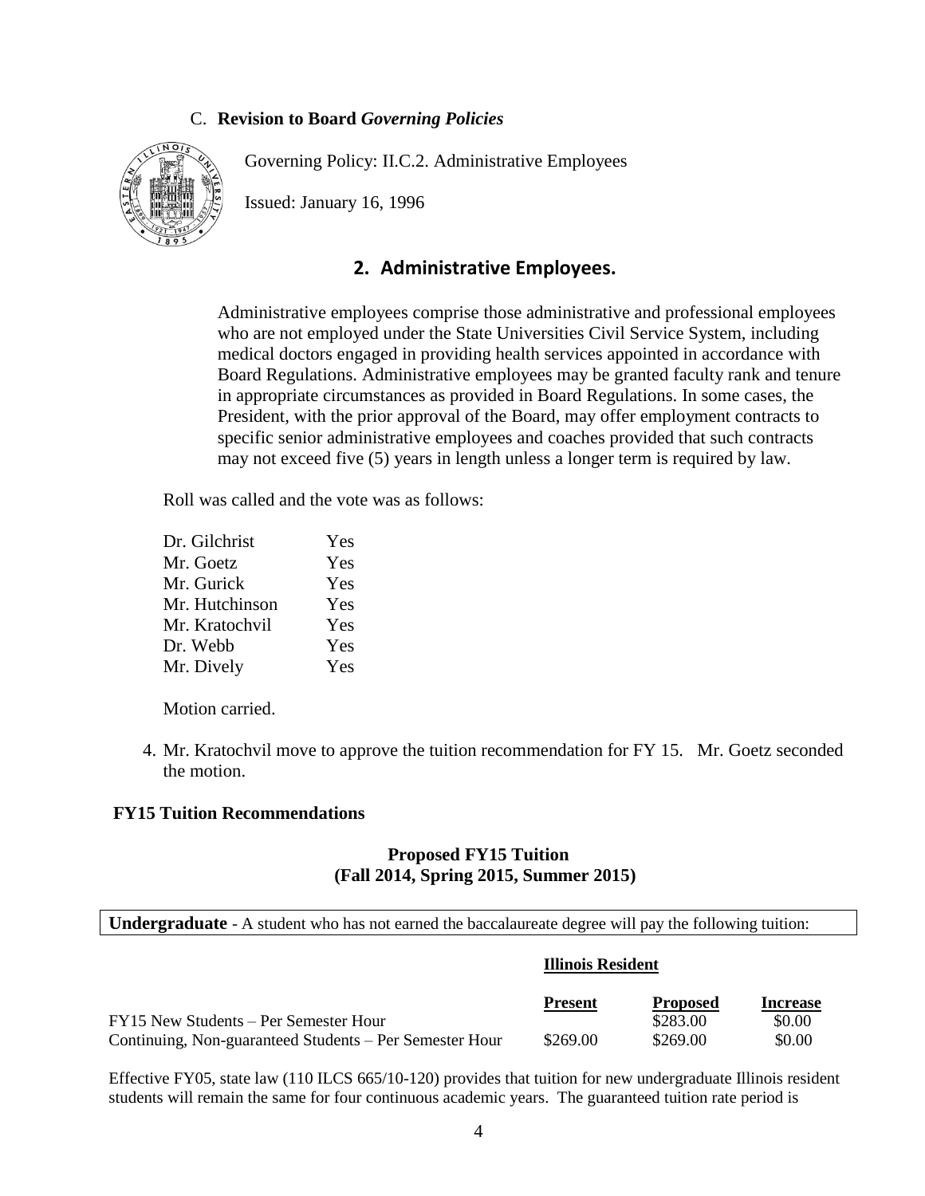C. **Revision to Board *Governing Policies***

Governing Policy: II.C.2. Administrative Employees

Issued: January 16, 1996

## 2. Administrative Employees.

Administrative employees comprise those administrative and professional employees who are not employed under the State Universities Civil Service System, including medical doctors engaged in providing health services appointed in accordance with Board Regulations. Administrative employees may be granted faculty rank and tenure in appropriate circumstances as provided in Board Regulations. In some cases, the President, with the prior approval of the Board, may offer employment contracts to specific senior administrative employees and coaches provided that such contracts may not exceed five (5) years in length unless a longer term is required by law.

Roll was called and the vote was as follows:

| | |
|---|---|
| Dr. Gilchrist | Yes |
| Mr. Goetz | Yes |
| Mr. Gurick | Yes |
| Mr. Hutchinson | Yes |
| Mr. Kratochvil | Yes |
| Dr. Webb | Yes |
| Mr. Dively | Yes |

Motion carried.

4. Mr. Kratochvil move to approve the tuition recommendation for FY 15. Mr. Goetz seconded the motion.

**FY15 Tuition Recommendations**

**Proposed FY15 Tuition**
**(Fall 2014, Spring 2015, Summer 2015)**

**Undergraduate** - A student who has not earned the baccalaureate degree will pay the following tuition:

| | **Illinois Resident** | | |
|---|---|---|---|
| | **Present** | **Proposed** | **Increase** |
| FY15 New Students – Per Semester Hour | | \$283.00 | \$0.00 |
| Continuing, Non-guaranteed Students – Per Semester Hour | \$269.00 | \$269.00 | \$0.00 |

Effective FY05, state law (110 ILCS 665/10-120) provides that tuition for new undergraduate Illinois resident students will remain the same for four continuous academic years. The guaranteed tuition rate period is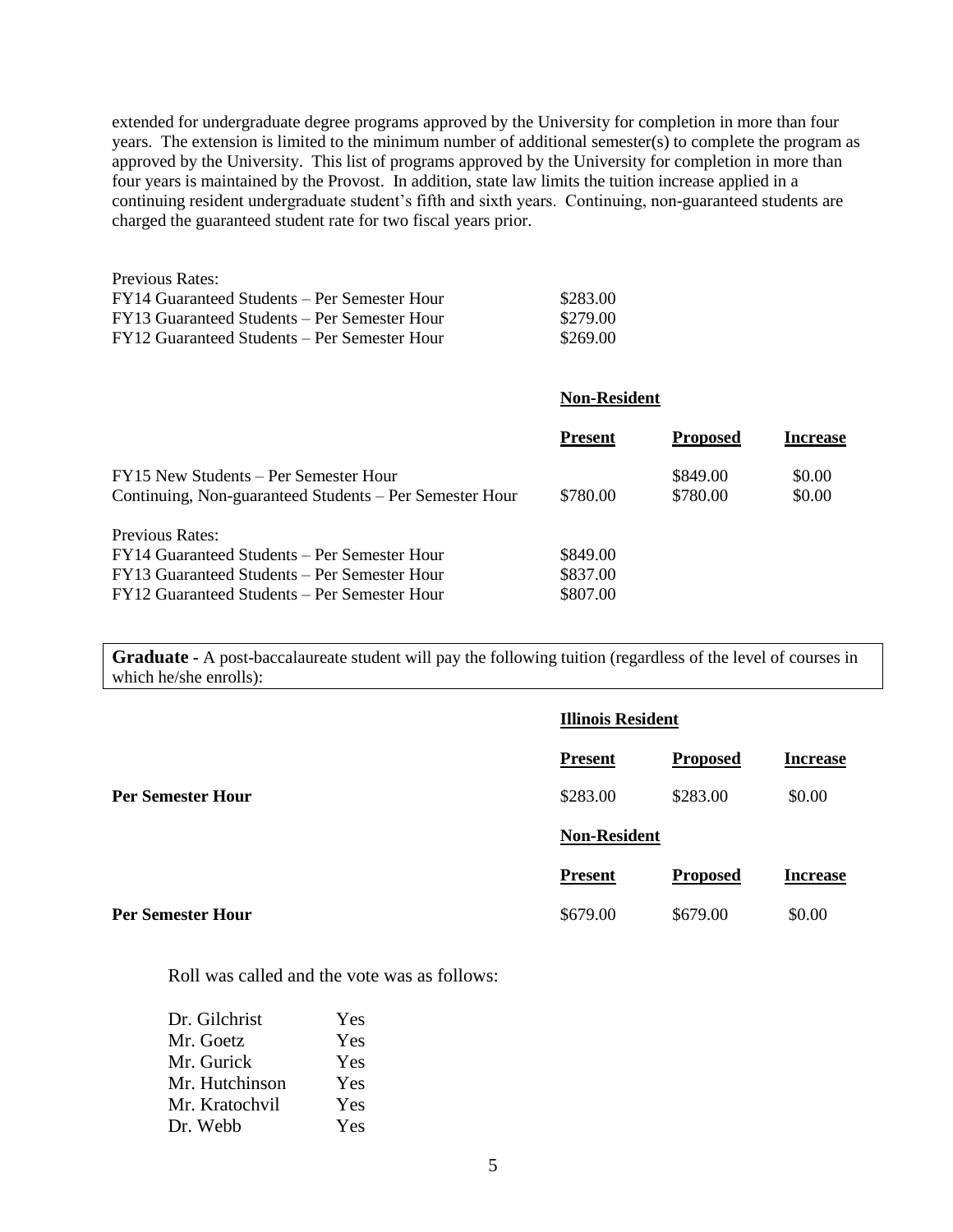extended for undergraduate degree programs approved by the University for completion in more than four years. The extension is limited to the minimum number of additional semester(s) to complete the program as approved by the University. This list of programs approved by the University for completion in more than four years is maintained by the Provost. In addition, state law limits the tuition increase applied in a continuing resident undergraduate student's fifth and sixth years. Continuing, non-guaranteed students are charged the guaranteed student rate for two fiscal years prior.

| Previous Rates: | |
|---|---|
| FY14 Guaranteed Students – Per Semester Hour | $283.00 |
| FY13 Guaranteed Students – Per Semester Hour | $279.00 |
| FY12 Guaranteed Students – Per Semester Hour | $269.00 |

| | Non-Resident | | |
|---|---|---|---|
| | **Present** | **Proposed** | **Increase** |
| FY15 New Students – Per Semester Hour | | $849.00 | $0.00 |
| Continuing, Non-guaranteed Students – Per Semester Hour | $780.00 | $780.00 | $0.00 |
| Previous Rates: | | | |
| FY14 Guaranteed Students – Per Semester Hour | $849.00 | | |
| FY13 Guaranteed Students – Per Semester Hour | $837.00 | | |
| FY12 Guaranteed Students – Per Semester Hour | $807.00 | | |

**Graduate -** A post-baccalaureate student will pay the following tuition (regardless of the level of courses in which he/she enrolls):

| | Illinois Resident | | |
|---|---|---|---|
| | **Present** | **Proposed** | **Increase** |
| **Per Semester Hour** | $283.00 | $283.00 | $0.00 |
| | **Non-Resident** | | |
| | **Present** | **Proposed** | **Increase** |
| **Per Semester Hour** | $679.00 | $679.00 | $0.00 |

Roll was called and the vote was as follows:

| | |
|---|---|
| Dr. Gilchrist | Yes |
| Mr. Goetz | Yes |
| Mr. Gurick | Yes |
| Mr. Hutchinson | Yes |
| Mr. Kratochvil | Yes |
| Dr. Webb | Yes |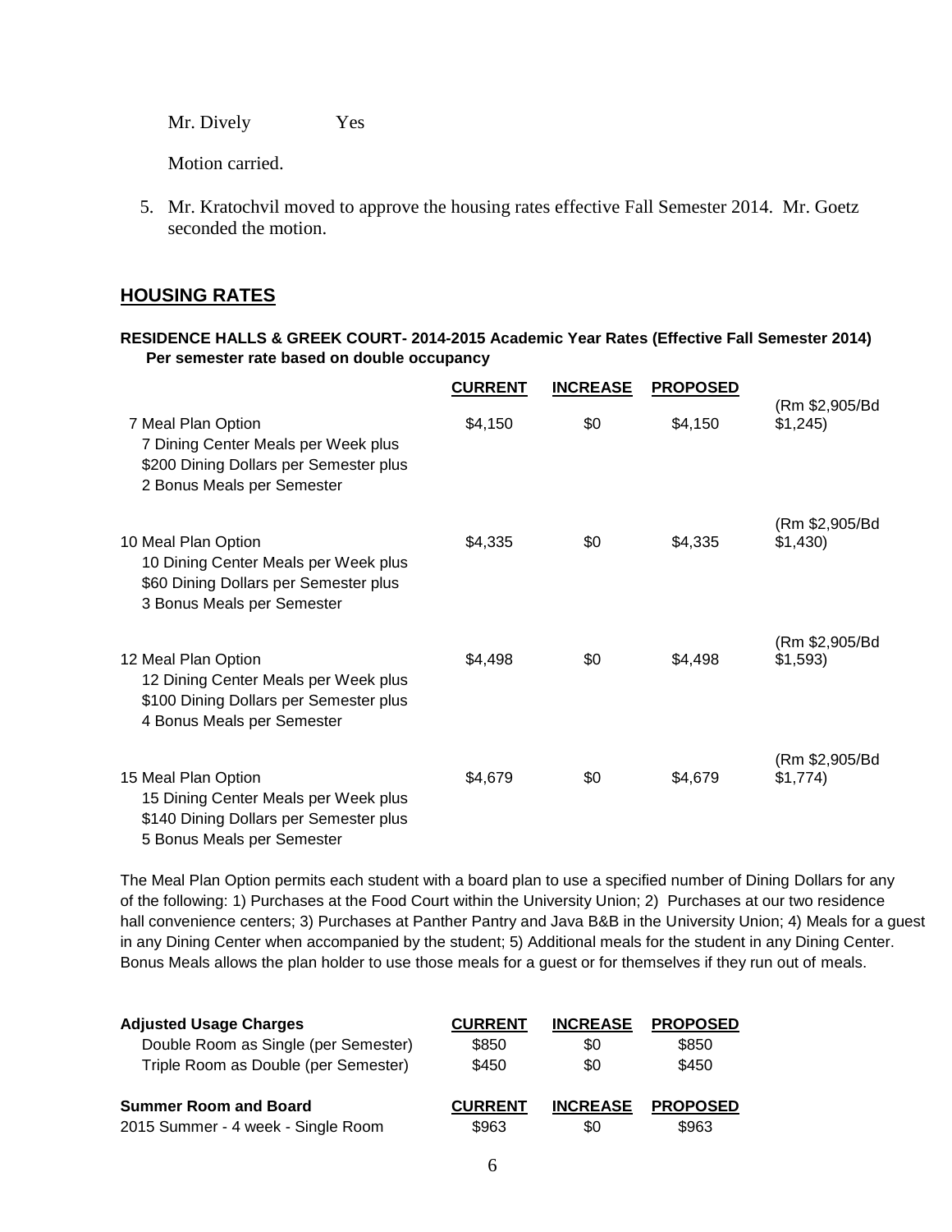Mr. Dively Yes

Motion carried.

5. Mr. Kratochvil moved to approve the housing rates effective Fall Semester 2014. Mr. Goetz seconded the motion.

## HOUSING RATES

**RESIDENCE HALLS & GREEK COURT- 2014-2015 Academic Year Rates (Effective Fall Semester 2014)**
**Per semester rate based on double occupancy**

| | CURRENT | INCREASE | PROPOSED | |
|---|---|---|---|---|
| 7 Meal Plan Option<br>7 Dining Center Meals per Week plus<br>$200 Dining Dollars per Semester plus<br>2 Bonus Meals per Semester | $4,150 | $0 | $4,150 | (Rm $2,905/Bd $1,245) |
| 10 Meal Plan Option<br>10 Dining Center Meals per Week plus<br>$60 Dining Dollars per Semester plus<br>3 Bonus Meals per Semester | $4,335 | $0 | $4,335 | (Rm $2,905/Bd $1,430) |
| 12 Meal Plan Option<br>12 Dining Center Meals per Week plus<br>$100 Dining Dollars per Semester plus<br>4 Bonus Meals per Semester | $4,498 | $0 | $4,498 | (Rm $2,905/Bd $1,593) |
| 15 Meal Plan Option<br>15 Dining Center Meals per Week plus<br>$140 Dining Dollars per Semester plus<br>5 Bonus Meals per Semester | $4,679 | $0 | $4,679 | (Rm $2,905/Bd $1,774) |

The Meal Plan Option permits each student with a board plan to use a specified number of Dining Dollars for any of the following: 1) Purchases at the Food Court within the University Union; 2) Purchases at our two residence hall convenience centers; 3) Purchases at Panther Pantry and Java B&B in the University Union; 4) Meals for a guest in any Dining Center when accompanied by the student; 5) Additional meals for the student in any Dining Center. Bonus Meals allows the plan holder to use those meals for a guest or for themselves if they run out of meals.

| **Adjusted Usage Charges** | CURRENT | INCREASE | PROPOSED |
|---|---|---|---|
| Double Room as Single (per Semester) | $850 | $0 | $850 |
| Triple Room as Double (per Semester) | $450 | $0 | $450 |

| **Summer Room and Board** | CURRENT | INCREASE | PROPOSED |
|---|---|---|---|
| 2015 Summer - 4 week - Single Room | $963 | $0 | $963 |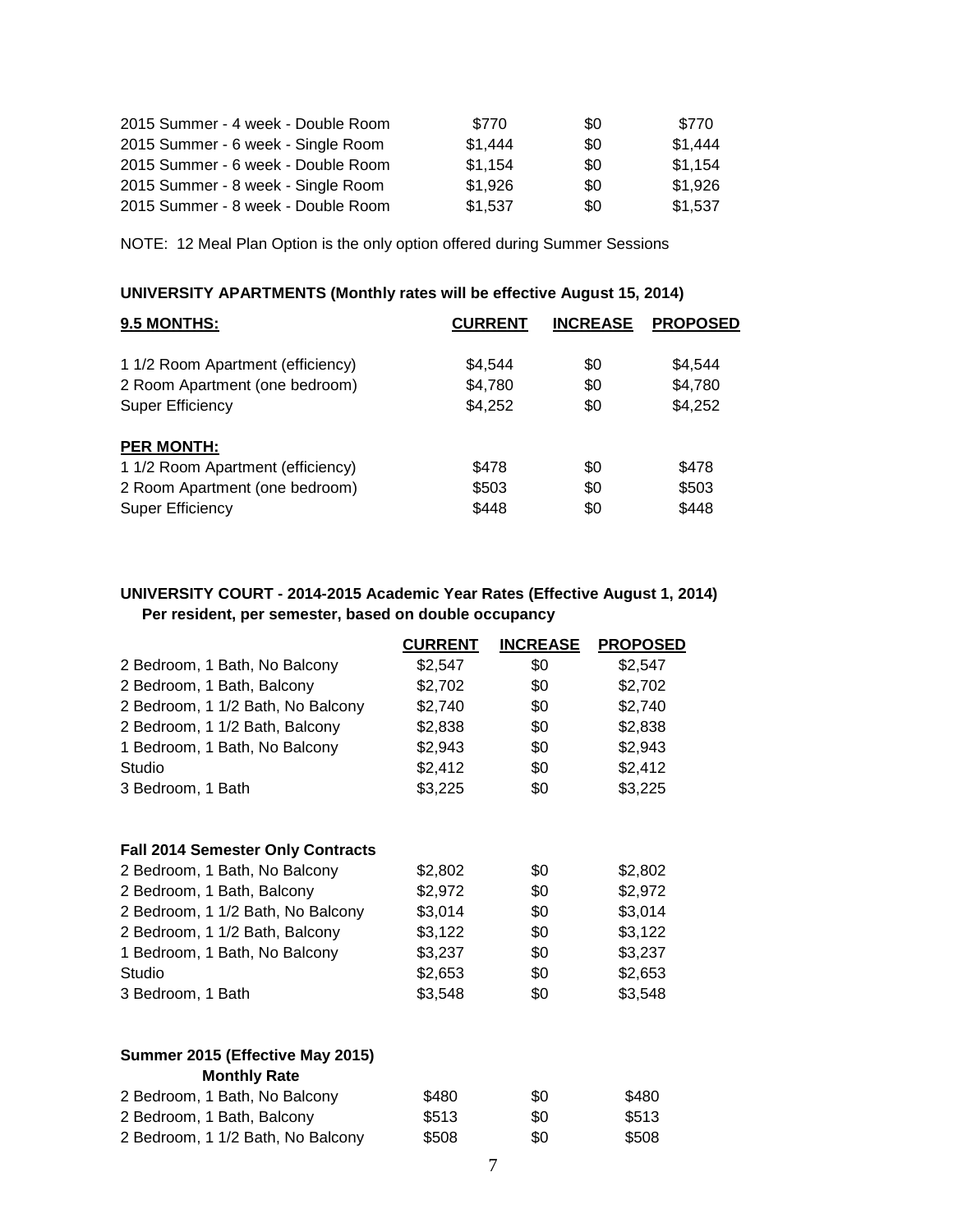| | | | |
|---|---|---|---|
| 2015 Summer - 4 week - Double Room | $770 | $0 | $770 |
| 2015 Summer - 6 week - Single Room | $1,444 | $0 | $1,444 |
| 2015 Summer - 6 week - Double Room | $1,154 | $0 | $1,154 |
| 2015 Summer - 8 week - Single Room | $1,926 | $0 | $1,926 |
| 2015 Summer - 8 week - Double Room | $1,537 | $0 | $1,537 |

NOTE: 12 Meal Plan Option is the only option offered during Summer Sessions

**UNIVERSITY APARTMENTS (Monthly rates will be effective August 15, 2014)**

| **9.5 MONTHS:** | **CURRENT** | **INCREASE** | **PROPOSED** |
|---|---|---|---|
| 1 1/2 Room Apartment (efficiency) | $4,544 | $0 | $4,544 |
| 2 Room Apartment (one bedroom) | $4,780 | $0 | $4,780 |
| Super Efficiency | $4,252 | $0 | $4,252 |
| **PER MONTH:** | | | |
| 1 1/2 Room Apartment (efficiency) | $478 | $0 | $478 |
| 2 Room Apartment (one bedroom) | $503 | $0 | $503 |
| Super Efficiency | $448 | $0 | $448 |

**UNIVERSITY COURT - 2014-2015 Academic Year Rates (Effective August 1, 2014)**
**Per resident, per semester, based on double occupancy**

| | **CURRENT** | **INCREASE** | **PROPOSED** |
|---|---|---|---|
| 2 Bedroom, 1 Bath, No Balcony | $2,547 | $0 | $2,547 |
| 2 Bedroom, 1 Bath, Balcony | $2,702 | $0 | $2,702 |
| 2 Bedroom, 1 1/2 Bath, No Balcony | $2,740 | $0 | $2,740 |
| 2 Bedroom, 1 1/2 Bath, Balcony | $2,838 | $0 | $2,838 |
| 1 Bedroom, 1 Bath, No Balcony | $2,943 | $0 | $2,943 |
| Studio | $2,412 | $0 | $2,412 |
| 3 Bedroom, 1 Bath | $3,225 | $0 | $3,225 |
| **Fall 2014 Semester Only Contracts** | | | |
| 2 Bedroom, 1 Bath, No Balcony | $2,802 | $0 | $2,802 |
| 2 Bedroom, 1 Bath, Balcony | $2,972 | $0 | $2,972 |
| 2 Bedroom, 1 1/2 Bath, No Balcony | $3,014 | $0 | $3,014 |
| 2 Bedroom, 1 1/2 Bath, Balcony | $3,122 | $0 | $3,122 |
| 1 Bedroom, 1 Bath, No Balcony | $3,237 | $0 | $3,237 |
| Studio | $2,653 | $0 | $2,653 |
| 3 Bedroom, 1 Bath | $3,548 | $0 | $3,548 |
| **Summer 2015 (Effective May 2015) Monthly Rate** | | | |
| 2 Bedroom, 1 Bath, No Balcony | $480 | $0 | $480 |
| 2 Bedroom, 1 Bath, Balcony | $513 | $0 | $513 |
| 2 Bedroom, 1 1/2 Bath, No Balcony | $508 | $0 | $508 |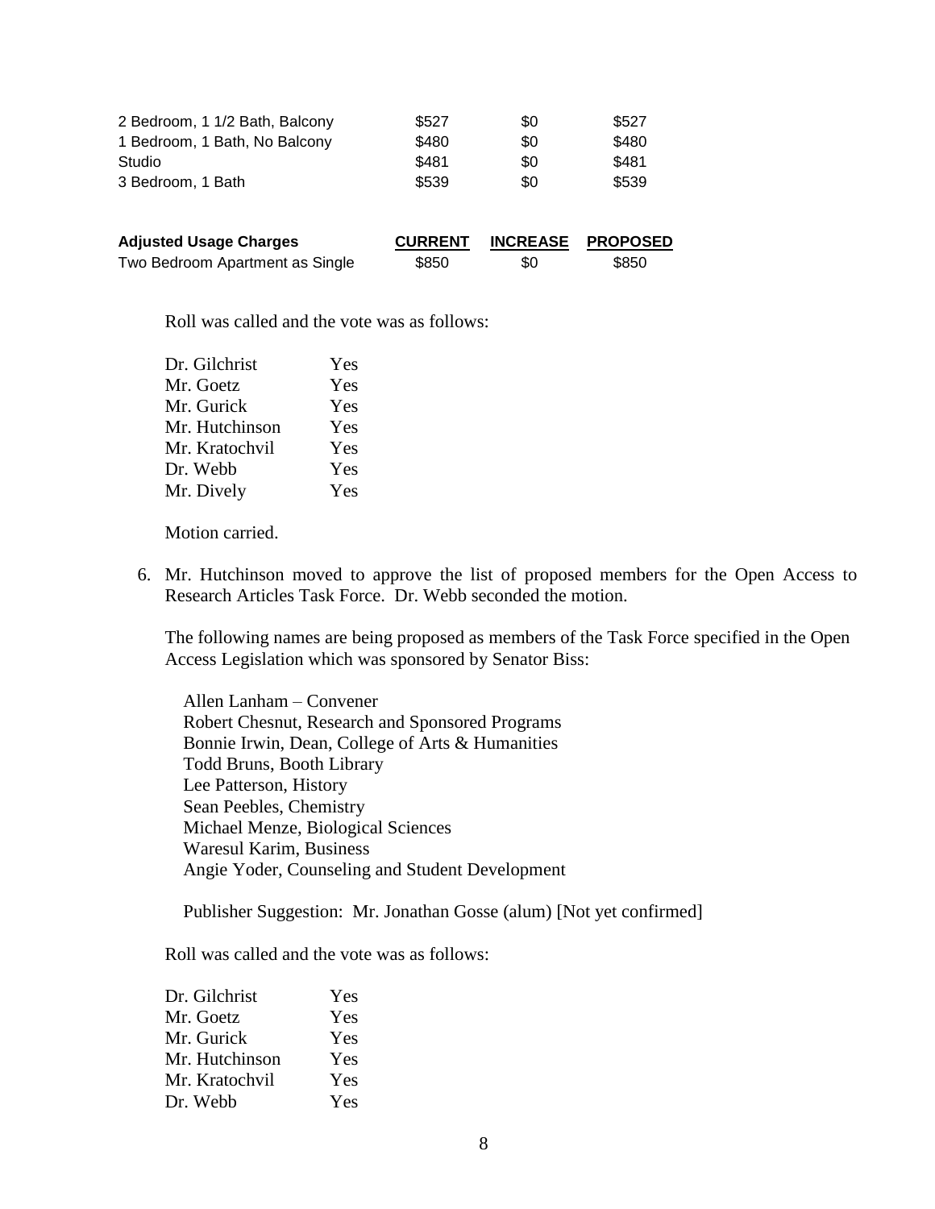| | | | |
|---|---|---|---|
| 2 Bedroom, 1 1/2 Bath, Balcony | $527 | $0 | $527 |
| 1 Bedroom, 1 Bath, No Balcony | $480 | $0 | $480 |
| Studio | $481 | $0 | $481 |
| 3 Bedroom, 1 Bath | $539 | $0 | $539 |

| **Adjusted Usage Charges** | **CURRENT** | **INCREASE** | **PROPOSED** |
|---|---|---|---|
| Two Bedroom Apartment as Single | $850 | $0 | $850 |

Roll was called and the vote was as follows:

| | |
|---|---|
| Dr. Gilchrist | Yes |
| Mr. Goetz | Yes |
| Mr. Gurick | Yes |
| Mr. Hutchinson | Yes |
| Mr. Kratochvil | Yes |
| Dr. Webb | Yes |
| Mr. Dively | Yes |

Motion carried.

6. Mr. Hutchinson moved to approve the list of proposed members for the Open Access to Research Articles Task Force. Dr. Webb seconded the motion.

   The following names are being proposed as members of the Task Force specified in the Open Access Legislation which was sponsored by Senator Biss:

   Allen Lanham – Convener
   Robert Chesnut, Research and Sponsored Programs
   Bonnie Irwin, Dean, College of Arts & Humanities
   Todd Bruns, Booth Library
   Lee Patterson, History
   Sean Peebles, Chemistry
   Michael Menze, Biological Sciences
   Waresul Karim, Business
   Angie Yoder, Counseling and Student Development

   Publisher Suggestion: Mr. Jonathan Gosse (alum) [Not yet confirmed]

   Roll was called and the vote was as follows:

| | |
|---|---|
| Dr. Gilchrist | Yes |
| Mr. Goetz | Yes |
| Mr. Gurick | Yes |
| Mr. Hutchinson | Yes |
| Mr. Kratochvil | Yes |
| Dr. Webb | Yes |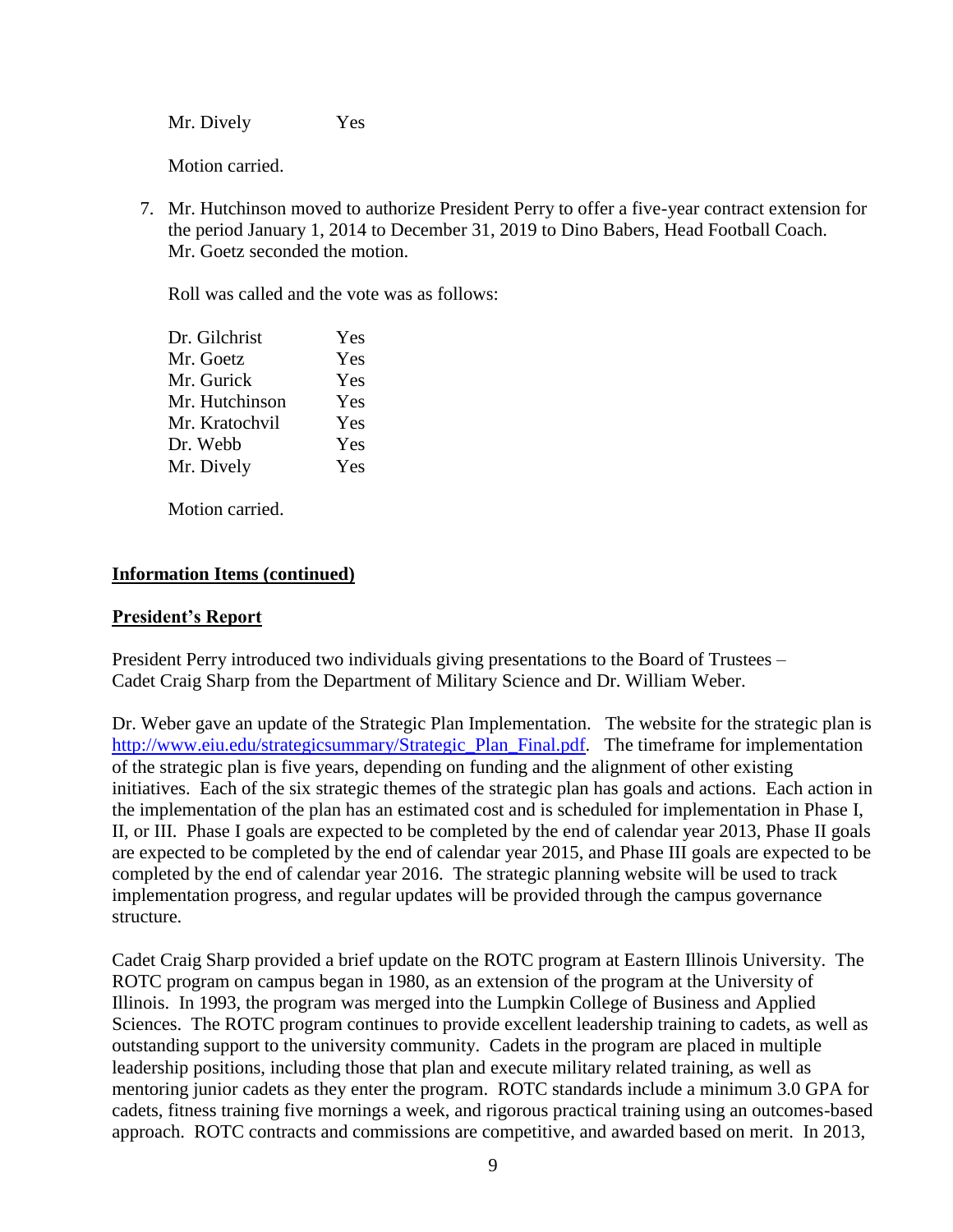Mr. Dively Yes

Motion carried.

7. Mr. Hutchinson moved to authorize President Perry to offer a five-year contract extension for the period January 1, 2014 to December 31, 2019 to Dino Babers, Head Football Coach. Mr. Goetz seconded the motion.

   Roll was called and the vote was as follows:

   | | |
   |---|---|
   | Dr. Gilchrist | Yes |
   | Mr. Goetz | Yes |
   | Mr. Gurick | Yes |
   | Mr. Hutchinson | Yes |
   | Mr. Kratochvil | Yes |
   | Dr. Webb | Yes |
   | Mr. Dively | Yes |

   Motion carried.

**Information Items (continued)**

**President's Report**

President Perry introduced two individuals giving presentations to the Board of Trustees – Cadet Craig Sharp from the Department of Military Science and Dr. William Weber.

Dr. Weber gave an update of the Strategic Plan Implementation. The website for the strategic plan is http://www.eiu.edu/strategicsummary/Strategic_Plan_Final.pdf. The timeframe for implementation of the strategic plan is five years, depending on funding and the alignment of other existing initiatives. Each of the six strategic themes of the strategic plan has goals and actions. Each action in the implementation of the plan has an estimated cost and is scheduled for implementation in Phase I, II, or III. Phase I goals are expected to be completed by the end of calendar year 2013, Phase II goals are expected to be completed by the end of calendar year 2015, and Phase III goals are expected to be completed by the end of calendar year 2016. The strategic planning website will be used to track implementation progress, and regular updates will be provided through the campus governance structure.

Cadet Craig Sharp provided a brief update on the ROTC program at Eastern Illinois University. The ROTC program on campus began in 1980, as an extension of the program at the University of Illinois. In 1993, the program was merged into the Lumpkin College of Business and Applied Sciences. The ROTC program continues to provide excellent leadership training to cadets, as well as outstanding support to the university community. Cadets in the program are placed in multiple leadership positions, including those that plan and execute military related training, as well as mentoring junior cadets as they enter the program. ROTC standards include a minimum 3.0 GPA for cadets, fitness training five mornings a week, and rigorous practical training using an outcomes-based approach. ROTC contracts and commissions are competitive, and awarded based on merit. In 2013,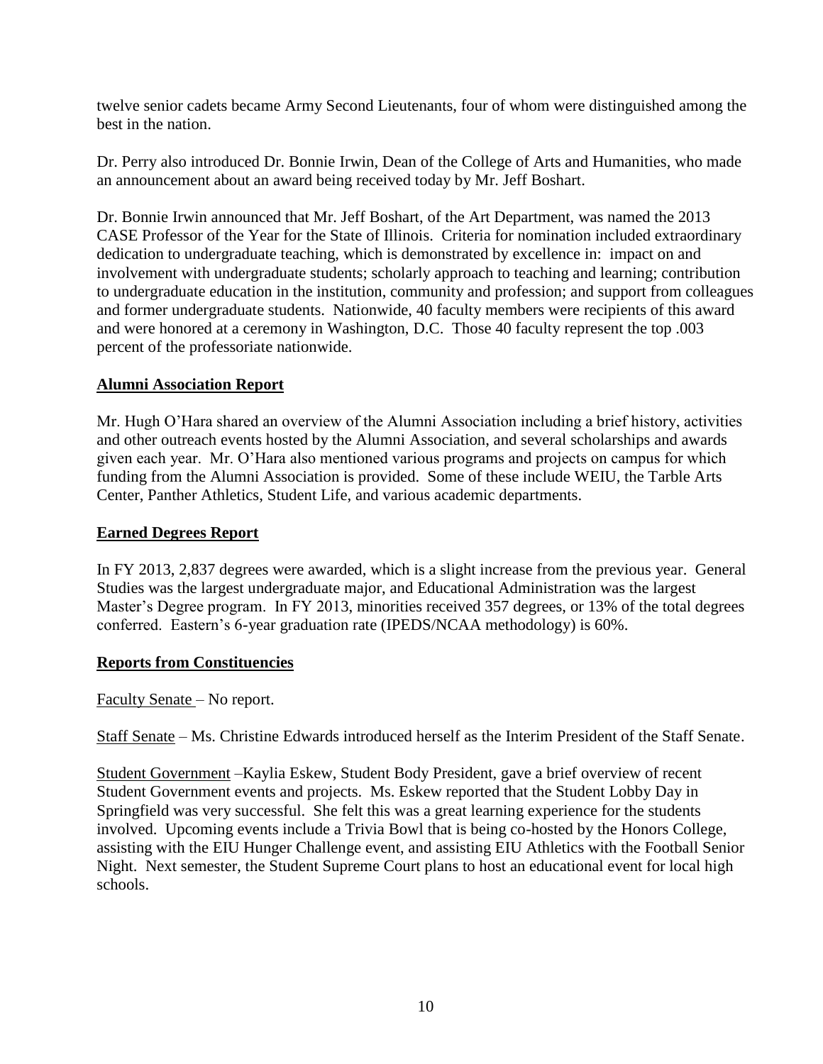twelve senior cadets became Army Second Lieutenants, four of whom were distinguished among the best in the nation.

Dr. Perry also introduced Dr. Bonnie Irwin, Dean of the College of Arts and Humanities, who made an announcement about an award being received today by Mr. Jeff Boshart.

Dr. Bonnie Irwin announced that Mr. Jeff Boshart, of the Art Department, was named the 2013 CASE Professor of the Year for the State of Illinois. Criteria for nomination included extraordinary dedication to undergraduate teaching, which is demonstrated by excellence in: impact on and involvement with undergraduate students; scholarly approach to teaching and learning; contribution to undergraduate education in the institution, community and profession; and support from colleagues and former undergraduate students. Nationwide, 40 faculty members were recipients of this award and were honored at a ceremony in Washington, D.C. Those 40 faculty represent the top .003 percent of the professoriate nationwide.

## Alumni Association Report

Mr. Hugh O'Hara shared an overview of the Alumni Association including a brief history, activities and other outreach events hosted by the Alumni Association, and several scholarships and awards given each year. Mr. O'Hara also mentioned various programs and projects on campus for which funding from the Alumni Association is provided. Some of these include WEIU, the Tarble Arts Center, Panther Athletics, Student Life, and various academic departments.

## Earned Degrees Report

In FY 2013, 2,837 degrees were awarded, which is a slight increase from the previous year. General Studies was the largest undergraduate major, and Educational Administration was the largest Master's Degree program. In FY 2013, minorities received 357 degrees, or 13% of the total degrees conferred. Eastern's 6-year graduation rate (IPEDS/NCAA methodology) is 60%.

## Reports from Constituencies

Faculty Senate – No report.

Staff Senate – Ms. Christine Edwards introduced herself as the Interim President of the Staff Senate.

Student Government –Kaylia Eskew, Student Body President, gave a brief overview of recent Student Government events and projects. Ms. Eskew reported that the Student Lobby Day in Springfield was very successful. She felt this was a great learning experience for the students involved. Upcoming events include a Trivia Bowl that is being co-hosted by the Honors College, assisting with the EIU Hunger Challenge event, and assisting EIU Athletics with the Football Senior Night. Next semester, the Student Supreme Court plans to host an educational event for local high schools.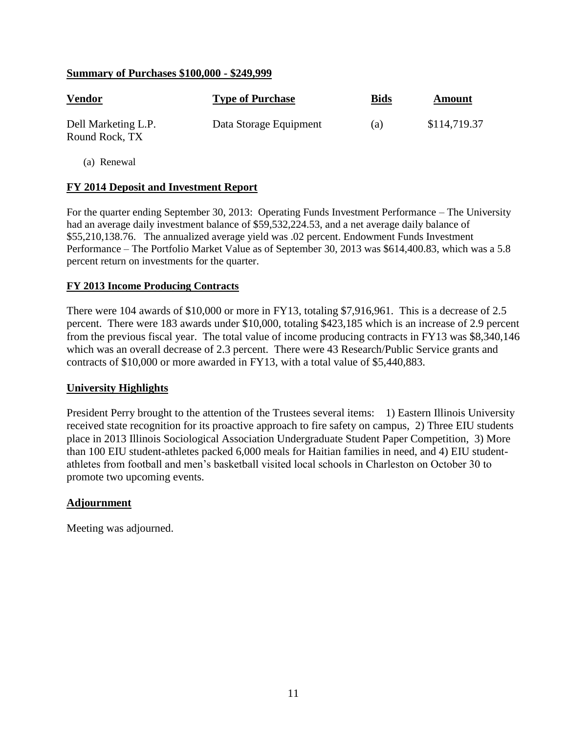**Summary of Purchases $100,000 - $249,999**

| Vendor | Type of Purchase | Bids | Amount |
|---|---|---|---|
| Dell Marketing L.P.<br>Round Rock, TX | Data Storage Equipment | (a) | $114,719.37 |

(a) Renewal

**FY 2014 Deposit and Investment Report**

For the quarter ending September 30, 2013: Operating Funds Investment Performance – The University had an average daily investment balance of $59,532,224.53, and a net average daily balance of $55,210,138.76. The annualized average yield was .02 percent. Endowment Funds Investment Performance – The Portfolio Market Value as of September 30, 2013 was $614,400.83, which was a 5.8 percent return on investments for the quarter.

**FY 2013 Income Producing Contracts**

There were 104 awards of $10,000 or more in FY13, totaling $7,916,961. This is a decrease of 2.5 percent. There were 183 awards under $10,000, totaling $423,185 which is an increase of 2.9 percent from the previous fiscal year. The total value of income producing contracts in FY13 was $8,340,146 which was an overall decrease of 2.3 percent. There were 43 Research/Public Service grants and contracts of $10,000 or more awarded in FY13, with a total value of $5,440,883.

**University Highlights**

President Perry brought to the attention of the Trustees several items: 1) Eastern Illinois University received state recognition for its proactive approach to fire safety on campus, 2) Three EIU students place in 2013 Illinois Sociological Association Undergraduate Student Paper Competition, 3) More than 100 EIU student-athletes packed 6,000 meals for Haitian families in need, and 4) EIU student-athletes from football and men's basketball visited local schools in Charleston on October 30 to promote two upcoming events.

**Adjournment**

Meeting was adjourned.